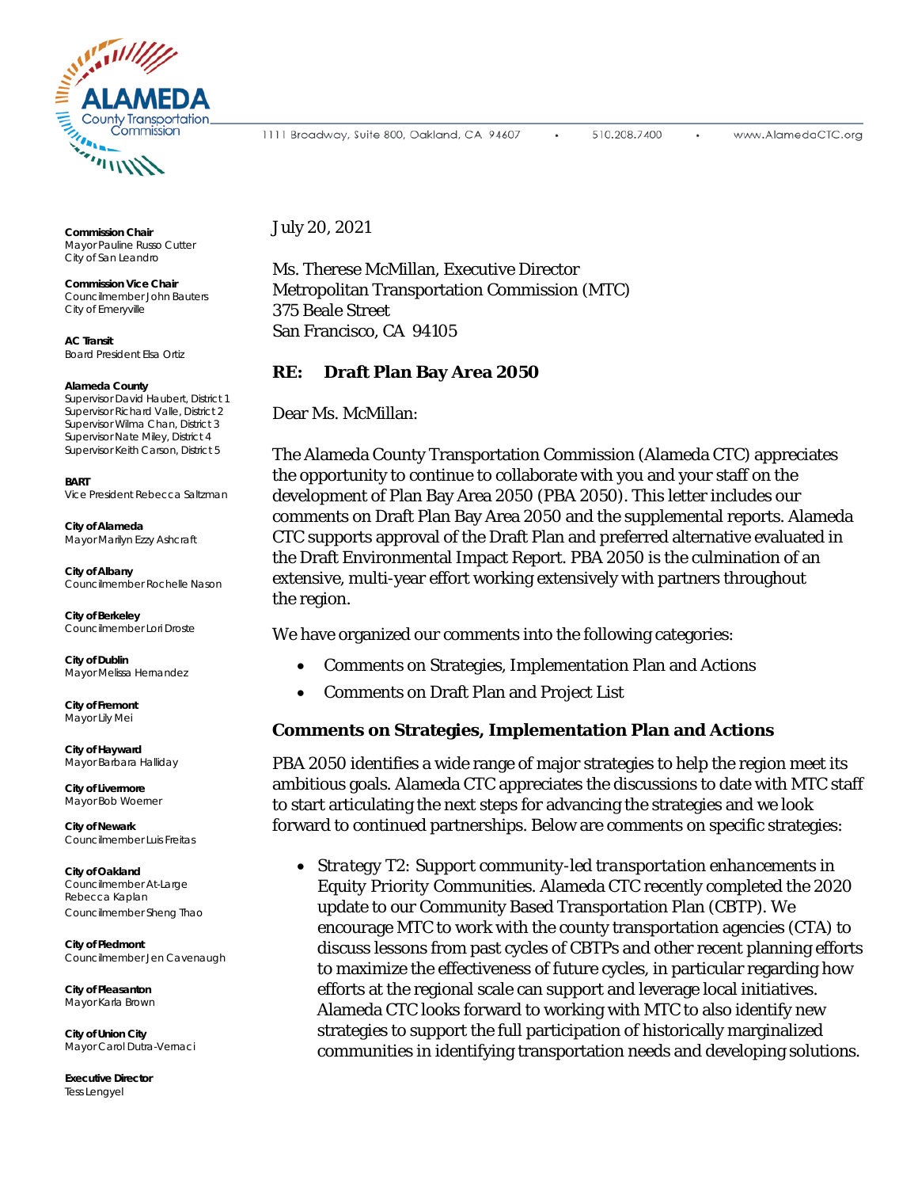Alameda County Transportation Commission

1111 Broadway, Suite 800, Oakland, CA 94607 • 510.208.7400 • www.AlamedaCTC.org

**Commission Chair**
Mayor Pauline Russo Cutter
City of San Leandro

**Commission Vice Chair**
Councilmember John Bauters
City of Emeryville

**AC Transit**
Board President Elsa Ortiz

**Alameda County**
Supervisor David Haubert, District 1
Supervisor Richard Valle, District 2
Supervisor Wilma Chan, District 3
Supervisor Nate Miley, District 4
Supervisor Keith Carson, District 5

**BART**
Vice President Rebecca Saltzman

**City of Alameda**
Mayor Marilyn Ezzy Ashcraft

**City of Albany**
Councilmember Rochelle Nason

**City of Berkeley**
Councilmember Lori Droste

**City of Dublin**
Mayor Melissa Hernandez

**City of Fremont**
Mayor Lily Mei

**City of Hayward**
Mayor Barbara Halliday

**City of Livermore**
Mayor Bob Woerner

**City of Newark**
Councilmember Luis Freitas

**City of Oakland**
Councilmember At-Large
Rebecca Kaplan
Councilmember Sheng Thao

**City of Piedmont**
Councilmember Jen Cavenaugh

**City of Pleasanton**
Mayor Karla Brown

**City of Union City**
Mayor Carol Dutra-Vernaci

**Executive Director**
Tess Lengyel

July 20, 2021

Ms. Therese McMillan, Executive Director
Metropolitan Transportation Commission (MTC)
375 Beale Street
San Francisco, CA 94105

**RE: Draft Plan Bay Area 2050**

Dear Ms. McMillan:

The Alameda County Transportation Commission (Alameda CTC) appreciates the opportunity to continue to collaborate with you and your staff on the development of Plan Bay Area 2050 (PBA 2050). This letter includes our comments on Draft Plan Bay Area 2050 and the supplemental reports. Alameda CTC supports approval of the Draft Plan and preferred alternative evaluated in the Draft Environmental Impact Report. PBA 2050 is the culmination of an extensive, multi-year effort working extensively with partners throughout the region.

We have organized our comments into the following categories:

- Comments on Strategies, Implementation Plan and Actions
- Comments on Draft Plan and Project List

## Comments on Strategies, Implementation Plan and Actions

PBA 2050 identifies a wide range of major strategies to help the region meet its ambitious goals. Alameda CTC appreciates the discussions to date with MTC staff to start articulating the next steps for advancing the strategies and we look forward to continued partnerships. Below are comments on specific strategies:

- *Strategy T2: Support community-led transportation enhancements in Equity Priority Communities.* Alameda CTC recently completed the 2020 update to our Community Based Transportation Plan (CBTP). We encourage MTC to work with the county transportation agencies (CTA) to discuss lessons from past cycles of CBTPs and other recent planning efforts to maximize the effectiveness of future cycles, in particular regarding how efforts at the regional scale can support and leverage local initiatives. Alameda CTC looks forward to working with MTC to also identify new strategies to support the full participation of historically marginalized communities in identifying transportation needs and developing solutions.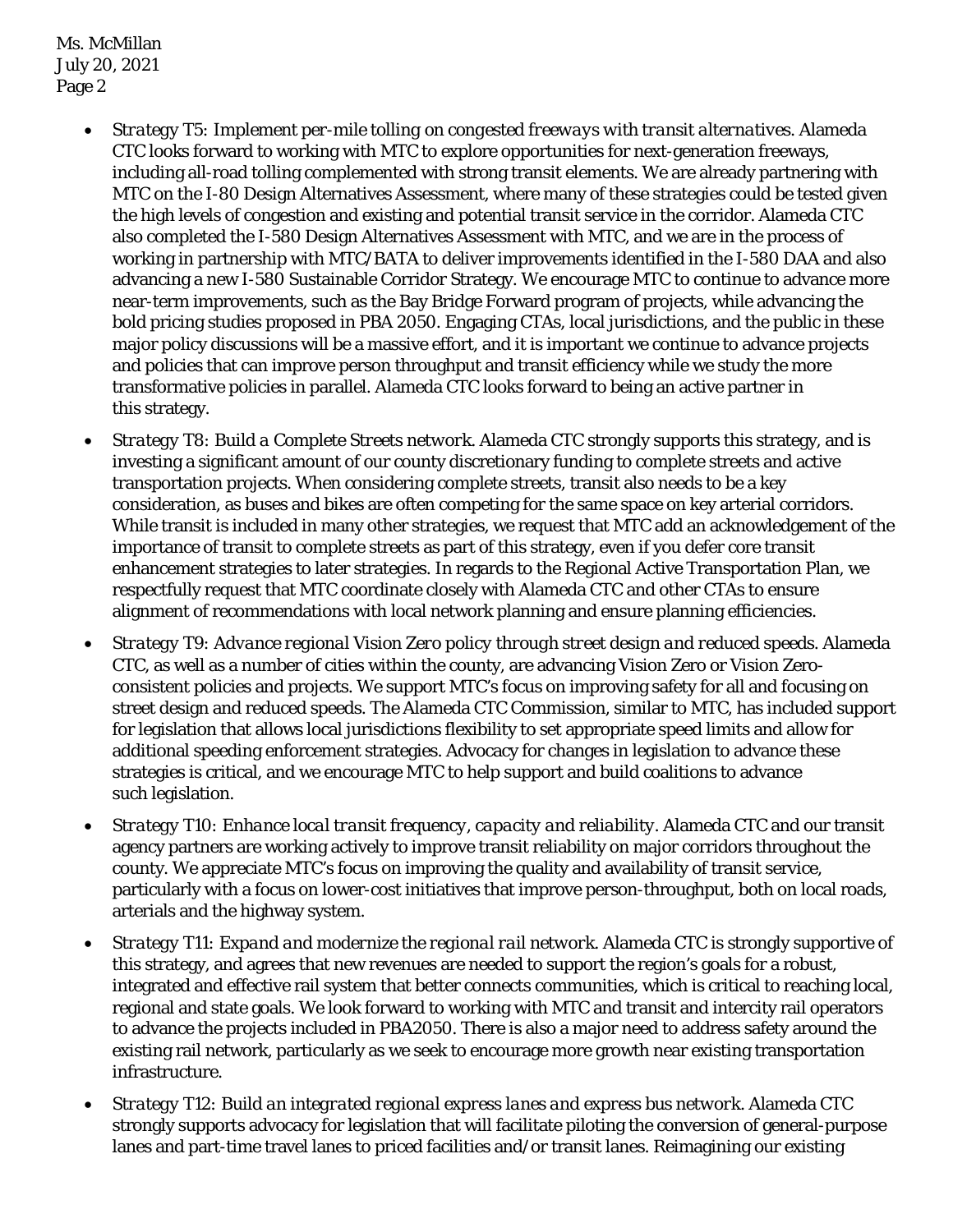- *Strategy T5: Implement per-mile tolling on congested freeways with transit alternatives*. Alameda CTC looks forward to working with MTC to explore opportunities for next-generation freeways, including all-road tolling complemented with strong transit elements. We are already partnering with MTC on the I-80 Design Alternatives Assessment, where many of these strategies could be tested given the high levels of congestion and existing and potential transit service in the corridor. Alameda CTC also completed the I-580 Design Alternatives Assessment with MTC, and we are in the process of working in partnership with MTC/BATA to deliver improvements identified in the I-580 DAA and also advancing a new I-580 Sustainable Corridor Strategy. We encourage MTC to continue to advance more near-term improvements, such as the Bay Bridge Forward program of projects, while advancing the bold pricing studies proposed in PBA 2050. Engaging CTAs, local jurisdictions, and the public in these major policy discussions will be a massive effort, and it is important we continue to advance projects and policies that can improve person throughput and transit efficiency while we study the more transformative policies in parallel. Alameda CTC looks forward to being an active partner in this strategy.

- *Strategy T8: Build a Complete Streets network*. Alameda CTC strongly supports this strategy, and is investing a significant amount of our county discretionary funding to complete streets and active transportation projects. When considering complete streets, transit also needs to be a key consideration, as buses and bikes are often competing for the same space on key arterial corridors. While transit is included in many other strategies, we request that MTC add an acknowledgement of the importance of transit to complete streets as part of this strategy, even if you defer core transit enhancement strategies to later strategies. In regards to the Regional Active Transportation Plan, we respectfully request that MTC coordinate closely with Alameda CTC and other CTAs to ensure alignment of recommendations with local network planning and ensure planning efficiencies.

- *Strategy T9: Advance regional Vision Zero policy through street design and reduced speeds*. Alameda CTC, as well as a number of cities within the county, are advancing Vision Zero or Vision Zero-consistent policies and projects. We support MTC's focus on improving safety for all and focusing on street design and reduced speeds. The Alameda CTC Commission, similar to MTC, has included support for legislation that allows local jurisdictions flexibility to set appropriate speed limits and allow for additional speeding enforcement strategies. Advocacy for changes in legislation to advance these strategies is critical, and we encourage MTC to help support and build coalitions to advance such legislation.

- *Strategy T10: Enhance local transit frequency, capacity and reliability*. Alameda CTC and our transit agency partners are working actively to improve transit reliability on major corridors throughout the county. We appreciate MTC's focus on improving the quality and availability of transit service, particularly with a focus on lower-cost initiatives that improve person-throughput, both on local roads, arterials and the highway system.

- *Strategy T11: Expand and modernize the regional rail network*. Alameda CTC is strongly supportive of this strategy, and agrees that new revenues are needed to support the region's goals for a robust, integrated and effective rail system that better connects communities, which is critical to reaching local, regional and state goals. We look forward to working with MTC and transit and intercity rail operators to advance the projects included in PBA2050. There is also a major need to address safety around the existing rail network, particularly as we seek to encourage more growth near existing transportation infrastructure.

- *Strategy T12: Build an integrated regional express lanes and express bus network*. Alameda CTC strongly supports advocacy for legislation that will facilitate piloting the conversion of general-purpose lanes and part-time travel lanes to priced facilities and/or transit lanes. Reimagining our existing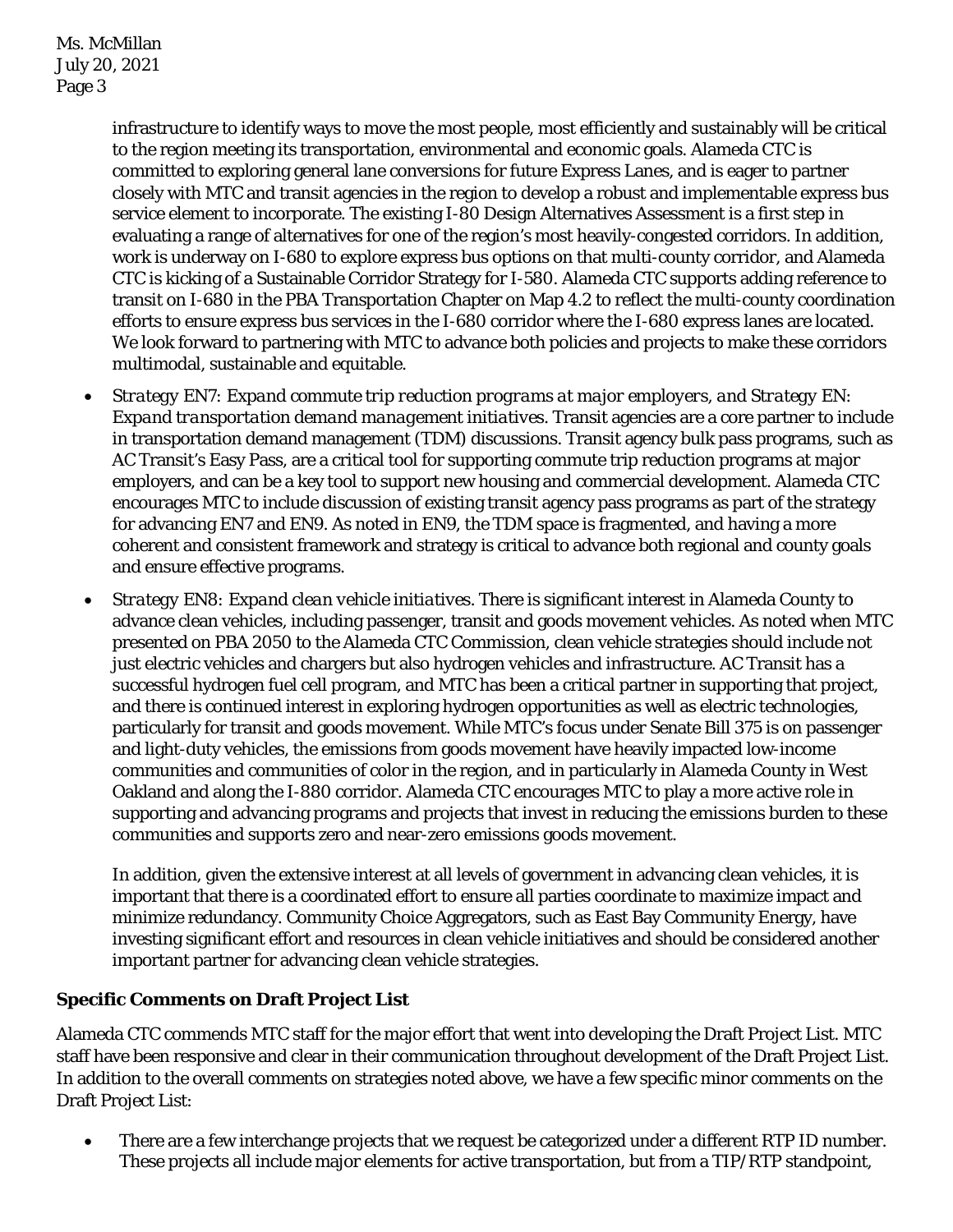infrastructure to identify ways to move the most people, most efficiently and sustainably will be critical to the region meeting its transportation, environmental and economic goals. Alameda CTC is committed to exploring general lane conversions for future Express Lanes, and is eager to partner closely with MTC and transit agencies in the region to develop a robust and implementable express bus service element to incorporate. The existing I-80 Design Alternatives Assessment is a first step in evaluating a range of alternatives for one of the region's most heavily-congested corridors. In addition, work is underway on I-680 to explore express bus options on that multi-county corridor, and Alameda CTC is kicking of a Sustainable Corridor Strategy for I-580. Alameda CTC supports adding reference to transit on I-680 in the PBA Transportation Chapter on Map 4.2 to reflect the multi-county coordination efforts to ensure express bus services in the I-680 corridor where the I-680 express lanes are located. We look forward to partnering with MTC to advance both policies and projects to make these corridors multimodal, sustainable and equitable.

- *Strategy EN7: Expand commute trip reduction programs at major employers, and Strategy EN: Expand transportation demand management initiatives.* Transit agencies are a core partner to include in transportation demand management (TDM) discussions. Transit agency bulk pass programs, such as AC Transit's Easy Pass, are a critical tool for supporting commute trip reduction programs at major employers, and can be a key tool to support new housing and commercial development. Alameda CTC encourages MTC to include discussion of existing transit agency pass programs as part of the strategy for advancing EN7 and EN9. As noted in EN9, the TDM space is fragmented, and having a more coherent and consistent framework and strategy is critical to advance both regional and county goals and ensure effective programs.
- *Strategy EN8: Expand clean vehicle initiatives.* There is significant interest in Alameda County to advance clean vehicles, including passenger, transit and goods movement vehicles. As noted when MTC presented on PBA 2050 to the Alameda CTC Commission, clean vehicle strategies should include not just electric vehicles and chargers but also hydrogen vehicles and infrastructure. AC Transit has a successful hydrogen fuel cell program, and MTC has been a critical partner in supporting that project, and there is continued interest in exploring hydrogen opportunities as well as electric technologies, particularly for transit and goods movement. While MTC's focus under Senate Bill 375 is on passenger and light-duty vehicles, the emissions from goods movement have heavily impacted low-income communities and communities of color in the region, and in particularly in Alameda County in West Oakland and along the I-880 corridor. Alameda CTC encourages MTC to play a more active role in supporting and advancing programs and projects that invest in reducing the emissions burden to these communities and supports zero and near-zero emissions goods movement.

  In addition, given the extensive interest at all levels of government in advancing clean vehicles, it is important that there is a coordinated effort to ensure all parties coordinate to maximize impact and minimize redundancy. Community Choice Aggregators, such as East Bay Community Energy, have investing significant effort and resources in clean vehicle initiatives and should be considered another important partner for advancing clean vehicle strategies.

**Specific Comments on Draft Project List**

Alameda CTC commends MTC staff for the major effort that went into developing the Draft Project List. MTC staff have been responsive and clear in their communication throughout development of the Draft Project List. In addition to the overall comments on strategies noted above, we have a few specific minor comments on the Draft Project List:

- There are a few interchange projects that we request be categorized under a different RTP ID number. These projects all include major elements for active transportation, but from a TIP/RTP standpoint,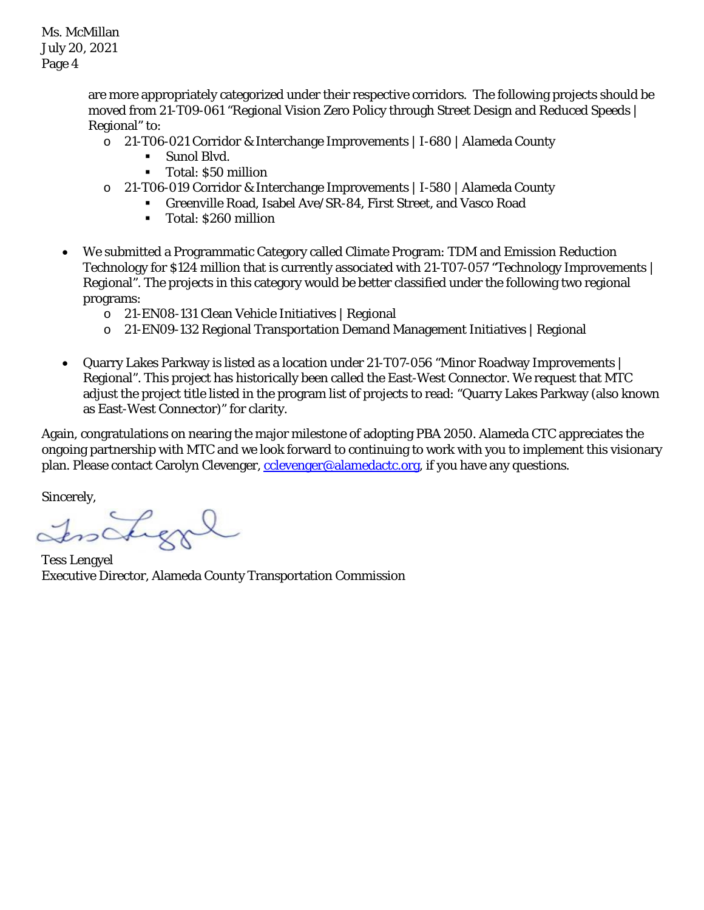are more appropriately categorized under their respective corridors. The following projects should be moved from 21-T09-061 "Regional Vision Zero Policy through Street Design and Reduced Speeds | Regional" to:

- 21-T06-021 Corridor & Interchange Improvements | I-680 | Alameda County
  - Sunol Blvd.
  - Total: $50 million
- 21-T06-019 Corridor & Interchange Improvements | I-580 | Alameda County
  - Greenville Road, Isabel Ave/SR-84, First Street, and Vasco Road
  - Total: $260 million

- We submitted a Programmatic Category called Climate Program: TDM and Emission Reduction Technology for $124 million that is currently associated with 21-T07-057 "Technology Improvements | Regional". The projects in this category would be better classified under the following two regional programs:
  - 21-EN08-131 Clean Vehicle Initiatives | Regional
  - 21-EN09-132 Regional Transportation Demand Management Initiatives | Regional

- Quarry Lakes Parkway is listed as a location under 21-T07-056 "Minor Roadway Improvements | Regional". This project has historically been called the East-West Connector. We request that MTC adjust the project title listed in the program list of projects to read: "Quarry Lakes Parkway (also known as East-West Connector)" for clarity.

Again, congratulations on nearing the major milestone of adopting PBA 2050. Alameda CTC appreciates the ongoing partnership with MTC and we look forward to continuing to work with you to implement this visionary plan. Please contact Carolyn Clevenger, cclevenger@alamedactc.org, if you have any questions.

Sincerely,

Tess Lengyel
Executive Director, Alameda County Transportation Commission